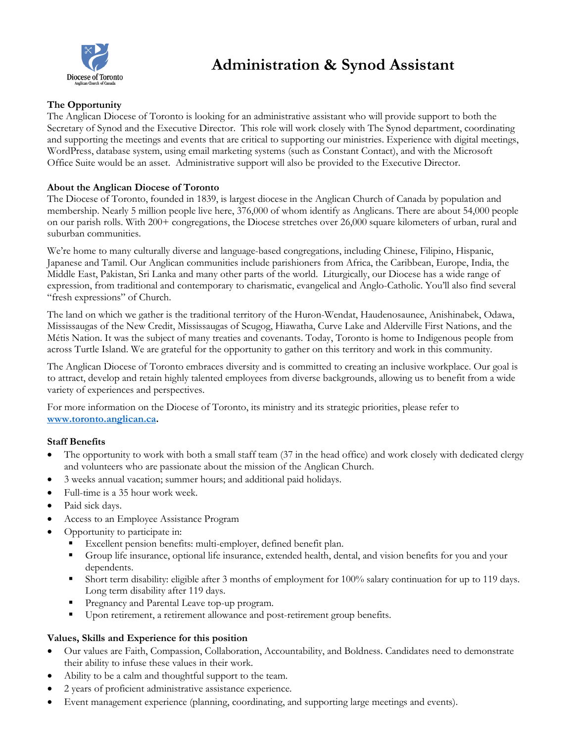Diocese of Toronto
Anglican Church of Canada

# Administration & Synod Assistant

**The Opportunity**

The Anglican Diocese of Toronto is looking for an administrative assistant who will provide support to both the Secretary of Synod and the Executive Director. This role will work closely with The Synod department, coordinating and supporting the meetings and events that are critical to supporting our ministries. Experience with digital meetings, WordPress, database system, using email marketing systems (such as Constant Contact), and with the Microsoft Office Suite would be an asset. Administrative support will also be provided to the Executive Director.

**About the Anglican Diocese of Toronto**

The Diocese of Toronto, founded in 1839, is largest diocese in the Anglican Church of Canada by population and membership. Nearly 5 million people live here, 376,000 of whom identify as Anglicans. There are about 54,000 people on our parish rolls. With 200+ congregations, the Diocese stretches over 26,000 square kilometers of urban, rural and suburban communities.

We're home to many culturally diverse and language-based congregations, including Chinese, Filipino, Hispanic, Japanese and Tamil. Our Anglican communities include parishioners from Africa, the Caribbean, Europe, India, the Middle East, Pakistan, Sri Lanka and many other parts of the world. Liturgically, our Diocese has a wide range of expression, from traditional and contemporary to charismatic, evangelical and Anglo-Catholic. You'll also find several "fresh expressions" of Church.

The land on which we gather is the traditional territory of the Huron-Wendat, Haudenosaunee, Anishinabek, Odawa, Mississaugas of the New Credit, Mississaugas of Scugog, Hiawatha, Curve Lake and Alderville First Nations, and the Métis Nation. It was the subject of many treaties and covenants. Today, Toronto is home to Indigenous people from across Turtle Island. We are grateful for the opportunity to gather on this territory and work in this community.

The Anglican Diocese of Toronto embraces diversity and is committed to creating an inclusive workplace. Our goal is to attract, develop and retain highly talented employees from diverse backgrounds, allowing us to benefit from a wide variety of experiences and perspectives.

For more information on the Diocese of Toronto, its ministry and its strategic priorities, please refer to **www.toronto.anglican.ca.**

**Staff Benefits**

- The opportunity to work with both a small staff team (37 in the head office) and work closely with dedicated clergy and volunteers who are passionate about the mission of the Anglican Church.
- 3 weeks annual vacation; summer hours; and additional paid holidays.
- Full-time is a 35 hour work week.
- Paid sick days.
- Access to an Employee Assistance Program
- Opportunity to participate in:
  - Excellent pension benefits: multi-employer, defined benefit plan.
  - Group life insurance, optional life insurance, extended health, dental, and vision benefits for you and your dependents.
  - Short term disability: eligible after 3 months of employment for 100% salary continuation for up to 119 days. Long term disability after 119 days.
  - Pregnancy and Parental Leave top-up program.
  - Upon retirement, a retirement allowance and post-retirement group benefits.

**Values, Skills and Experience for this position**

- Our values are Faith, Compassion, Collaboration, Accountability, and Boldness. Candidates need to demonstrate their ability to infuse these values in their work.
- Ability to be a calm and thoughtful support to the team.
- 2 years of proficient administrative assistance experience.
- Event management experience (planning, coordinating, and supporting large meetings and events).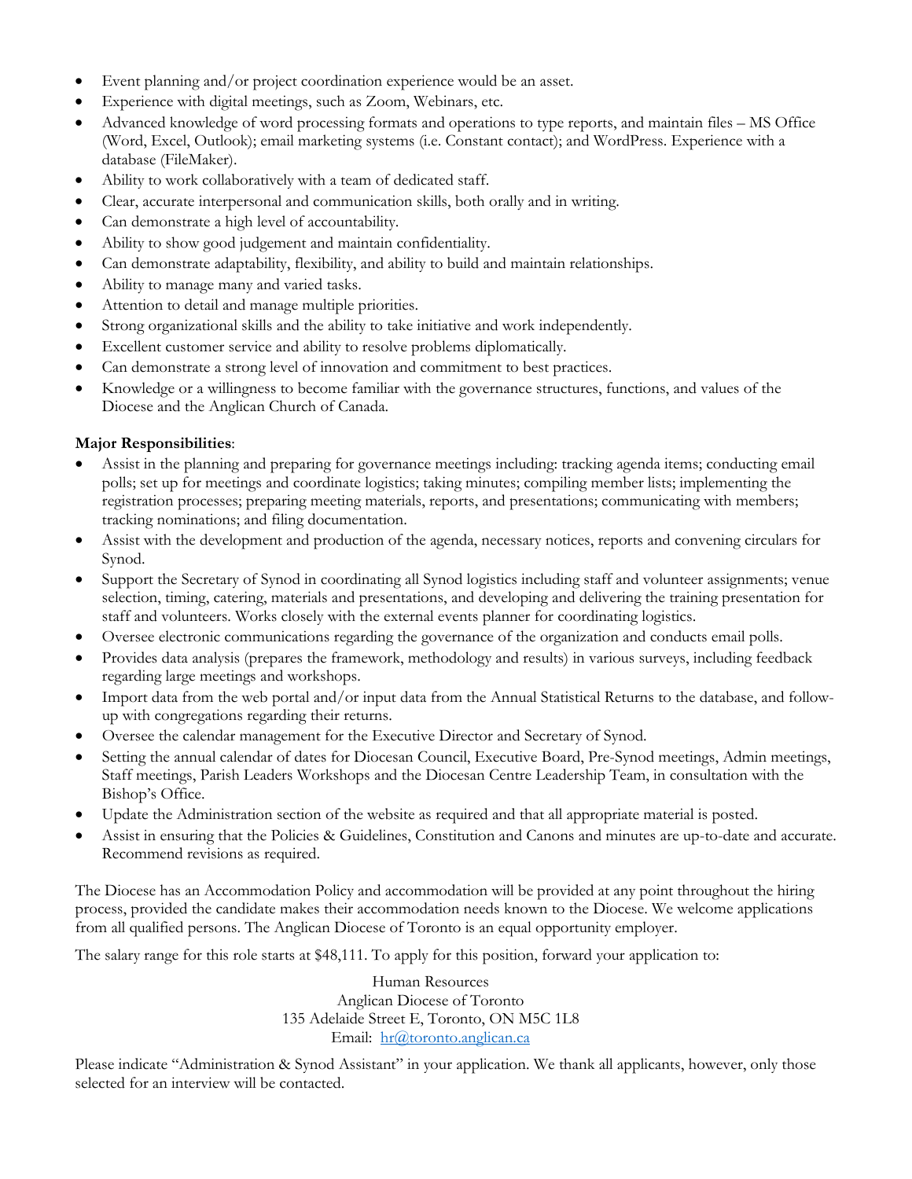- Event planning and/or project coordination experience would be an asset.
- Experience with digital meetings, such as Zoom, Webinars, etc.
- Advanced knowledge of word processing formats and operations to type reports, and maintain files – MS Office (Word, Excel, Outlook); email marketing systems (i.e. Constant contact); and WordPress. Experience with a database (FileMaker).
- Ability to work collaboratively with a team of dedicated staff.
- Clear, accurate interpersonal and communication skills, both orally and in writing.
- Can demonstrate a high level of accountability.
- Ability to show good judgement and maintain confidentiality.
- Can demonstrate adaptability, flexibility, and ability to build and maintain relationships.
- Ability to manage many and varied tasks.
- Attention to detail and manage multiple priorities.
- Strong organizational skills and the ability to take initiative and work independently.
- Excellent customer service and ability to resolve problems diplomatically.
- Can demonstrate a strong level of innovation and commitment to best practices.
- Knowledge or a willingness to become familiar with the governance structures, functions, and values of the Diocese and the Anglican Church of Canada.

**Major Responsibilities**:

- Assist in the planning and preparing for governance meetings including: tracking agenda items; conducting email polls; set up for meetings and coordinate logistics; taking minutes; compiling member lists; implementing the registration processes; preparing meeting materials, reports, and presentations; communicating with members; tracking nominations; and filing documentation.
- Assist with the development and production of the agenda, necessary notices, reports and convening circulars for Synod.
- Support the Secretary of Synod in coordinating all Synod logistics including staff and volunteer assignments; venue selection, timing, catering, materials and presentations, and developing and delivering the training presentation for staff and volunteers. Works closely with the external events planner for coordinating logistics.
- Oversee electronic communications regarding the governance of the organization and conducts email polls.
- Provides data analysis (prepares the framework, methodology and results) in various surveys, including feedback regarding large meetings and workshops.
- Import data from the web portal and/or input data from the Annual Statistical Returns to the database, and follow-up with congregations regarding their returns.
- Oversee the calendar management for the Executive Director and Secretary of Synod.
- Setting the annual calendar of dates for Diocesan Council, Executive Board, Pre-Synod meetings, Admin meetings, Staff meetings, Parish Leaders Workshops and the Diocesan Centre Leadership Team, in consultation with the Bishop's Office.
- Update the Administration section of the website as required and that all appropriate material is posted.
- Assist in ensuring that the Policies & Guidelines, Constitution and Canons and minutes are up-to-date and accurate. Recommend revisions as required.

The Diocese has an Accommodation Policy and accommodation will be provided at any point throughout the hiring process, provided the candidate makes their accommodation needs known to the Diocese. We welcome applications from all qualified persons. The Anglican Diocese of Toronto is an equal opportunity employer.

The salary range for this role starts at $48,111. To apply for this position, forward your application to:

Human Resources
Anglican Diocese of Toronto
135 Adelaide Street E, Toronto, ON M5C 1L8
Email: hr@toronto.anglican.ca

Please indicate "Administration & Synod Assistant" in your application. We thank all applicants, however, only those selected for an interview will be contacted.